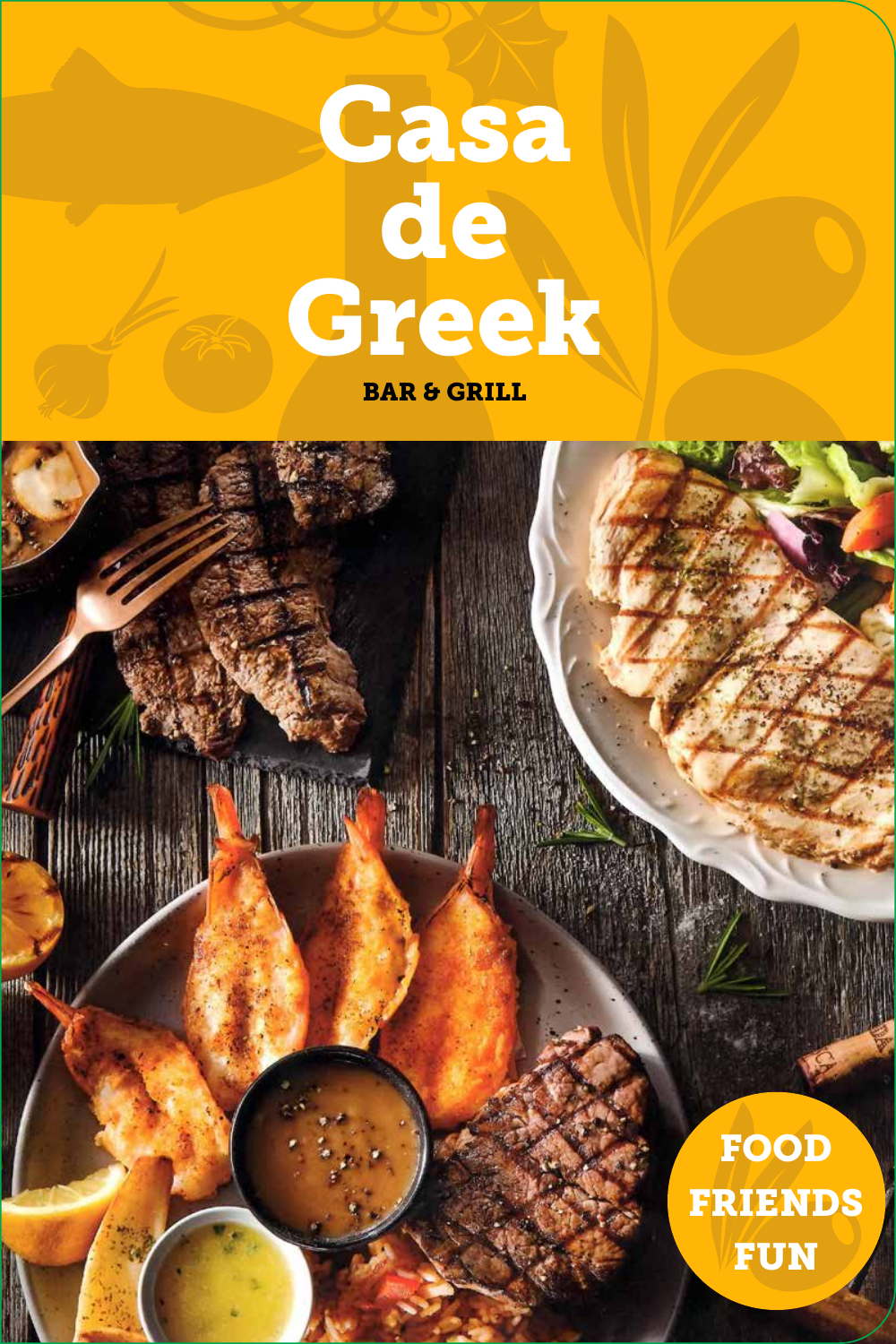# Casa de Greek

**BAR & GRILL**

**FOOD FRIENDS FUN**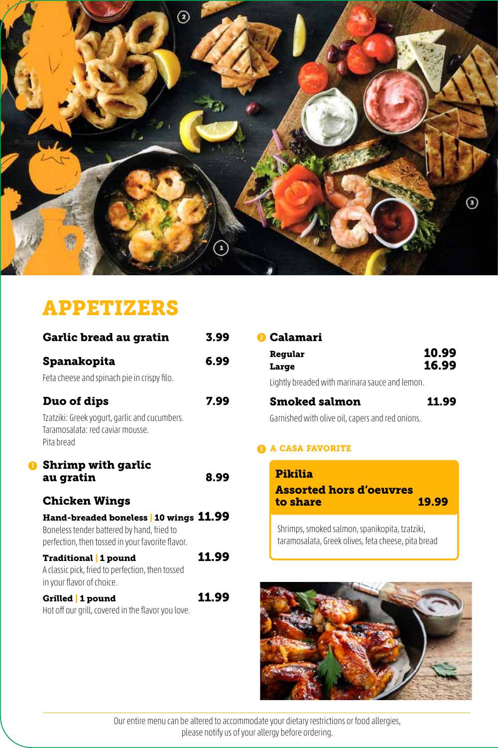# APPETIZERS

**Garlic bread au gratin** 3.99

**Spanakopita** 6.99

Feta cheese and spinach pie in crispy filo.

**Duo of dips** 7.99

Tzatziki: Greek yogurt, garlic and cucumbers.
Taramosalata: red caviar mousse.
Pita bread

❶ **Shrimp with garlic au gratin** 8.99

## Chicken Wings

**Hand-breaded boneless | 10 wings** 11.99
Boneless tender battered by hand, fried to perfection, then tossed in your favorite flavor.

**Traditional | 1 pound** 11.99
A classic pick, fried to perfection, then tossed in your flavor of choice.

**Grilled | 1 pound** 11.99
Hot off our grill, covered in the flavor you love.

❷ **Calamari**

**Regular** 10.99
**Large** 16.99

Lightly breaded with marinara sauce and lemon.

**Smoked salmon** 11.99

Garnished with olive oil, capers and red onions.

❸ **A CASA FAVORITE**

**Pikilia**
**Assorted hors d'oeuvres to share** 19.99

Shrimps, smoked salmon, spanikopita, tzatziki, taramosalata, Greek olives, feta cheese, pita bread

Our entire menu can be altered to accommodate your dietary restrictions or food allergies, please notify us of your allergy before ordering.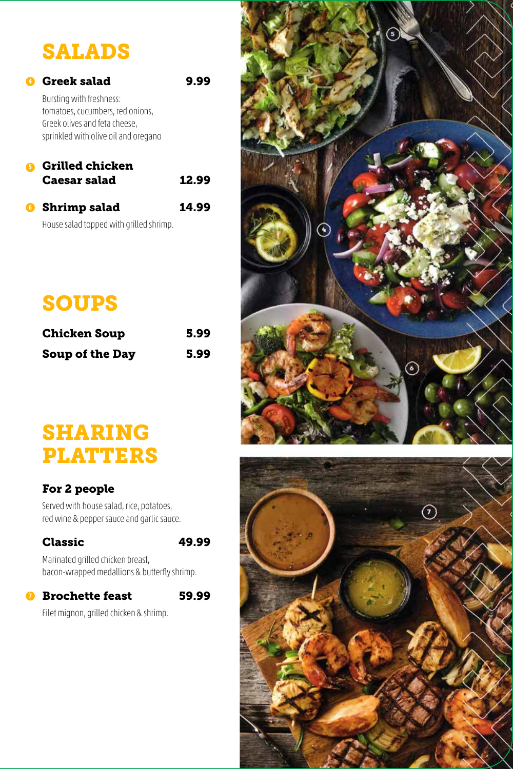# SALADS

**4 Greek salad** — 9.99

Bursting with freshness:
tomatoes, cucumbers, red onions,
Greek olives and feta cheese,
sprinkled with olive oil and oregano

**5 Grilled chicken Caesar salad** — 12.99

**6 Shrimp salad** — 14.99

House salad topped with grilled shrimp.

# SOUPS

**Chicken Soup** — 5.99

**Soup of the Day** — 5.99

# SHARING PLATTERS

### For 2 people

Served with house salad, rice, potatoes,
red wine & pepper sauce and garlic sauce.

**Classic** — 49.99

Marinated grilled chicken breast,
bacon-wrapped medallions & butterfly shrimp.

**7 Brochette feast** — 59.99

Filet mignon, grilled chicken & shrimp.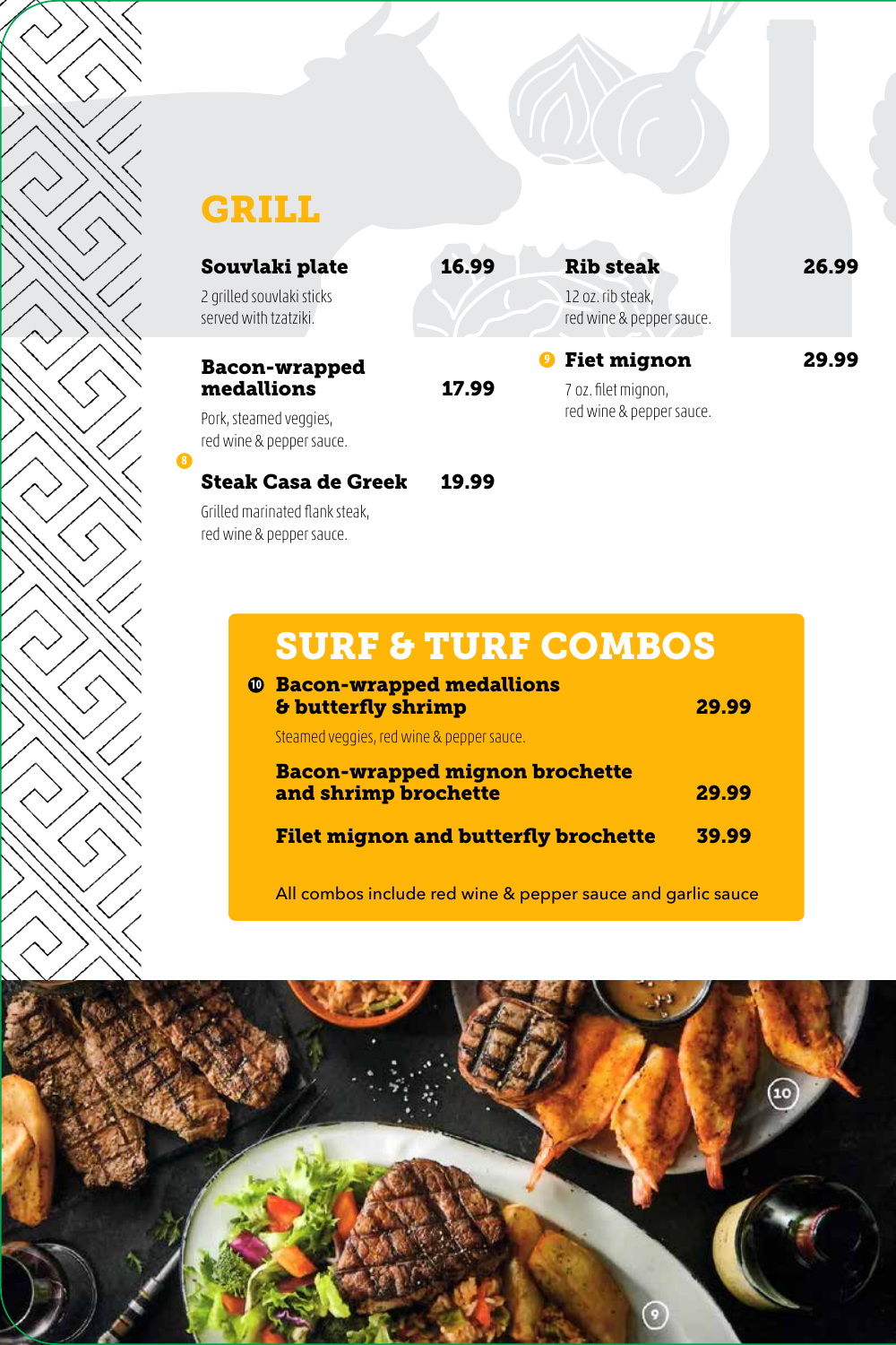## GRILL

**Souvlaki plate** 16.99
2 grilled souvlaki sticks served with tzatziki.

**Bacon-wrapped medallions** 17.99
Pork, steamed veggies, red wine & pepper sauce.

8 **Steak Casa de Greek** 19.99
Grilled marinated flank steak, red wine & pepper sauce.

**Rib steak** 26.99
12 oz. rib steak, red wine & pepper sauce.

9 **Fiet mignon** 29.99
7 oz. filet mignon, red wine & pepper sauce.

## SURF & TURF COMBOS

10 **Bacon-wrapped medallions & butterfly shrimp** 29.99
Steamed veggies, red wine & pepper sauce.

**Bacon-wrapped mignon brochette and shrimp brochette** 29.99

**Filet mignon and butterfly brochette** 39.99

All combos include red wine & pepper sauce and garlic sauce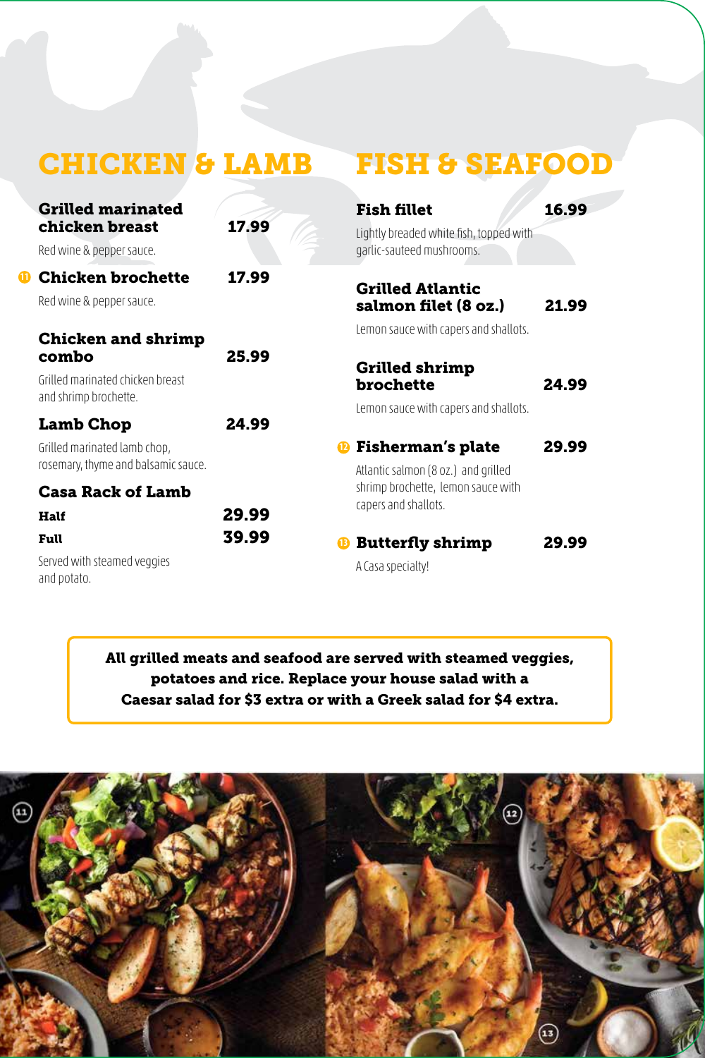## CHICKEN & LAMB

**Grilled marinated chicken breast** — **17.99**

Red wine & pepper sauce.

⑪ **Chicken brochette** — **17.99**

Red wine & pepper sauce.

**Chicken and shrimp combo** — **25.99**

Grilled marinated chicken breast and shrimp brochette.

**Lamb Chop** — **24.99**

Grilled marinated lamb chop, rosemary, thyme and balsamic sauce.

**Casa Rack of Lamb**

**Half** — **29.99**

**Full** — **39.99**

Served with steamed veggies and potato.

## FISH & SEAFOOD

**Fish fillet** — **16.99**

Lightly breaded white fish, topped with garlic-sauteed mushrooms.

**Grilled Atlantic salmon filet (8 oz.)** — **21.99**

Lemon sauce with capers and shallots.

**Grilled shrimp brochette** — **24.99**

Lemon sauce with capers and shallots.

⑫ **Fisherman's plate** — **29.99**

Atlantic salmon (8 oz.) and grilled shrimp brochette, lemon sauce with capers and shallots.

⑬ **Butterfly shrimp** — **29.99**

A Casa specialty!

**All grilled meats and seafood are served with steamed veggies, potatoes and rice. Replace your house salad with a Caesar salad for $3 extra or with a Greek salad for $4 extra.**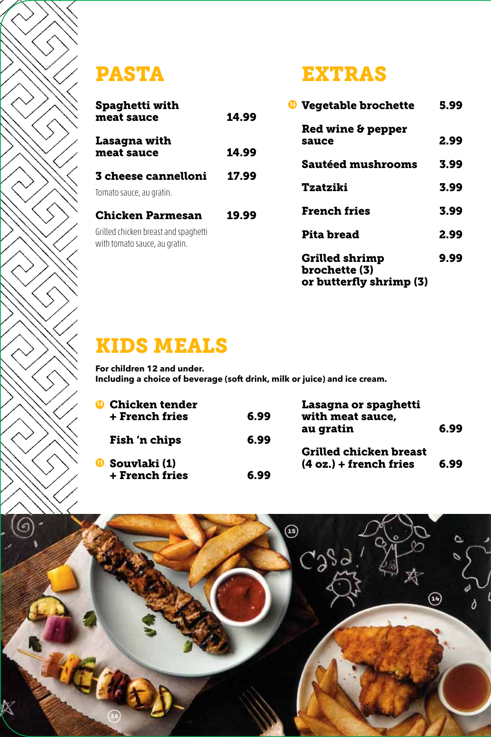## PASTA

**Spaghetti with meat sauce** 14.99

**Lasagna with meat sauce** 14.99

**3 cheese cannelloni** 17.99
Tomato sauce, au gratin.

**Chicken Parmesan** 19.99
Grilled chicken breast and spaghetti with tomato sauce, au gratin.

## EXTRAS

**16 Vegetable brochette** 5.99

**Red wine & pepper sauce** 2.99

**Sautéed mushrooms** 3.99

**Tzatziki** 3.99

**French fries** 3.99

**Pita bread** 2.99

**Grilled shrimp brochette (3) or butterfly shrimp (3)** 9.99

## KIDS MEALS

**For children 12 and under.**
**Including a choice of beverage (soft drink, milk or juice) and ice cream.**

**14 Chicken tender + French fries** 6.99

**Fish 'n chips** 6.99

**15 Souvlaki (1) + French fries** 6.99

**Lasagna or spaghetti with meat sauce, au gratin** 6.99

**Grilled chicken breast (4 oz.) + french fries** 6.99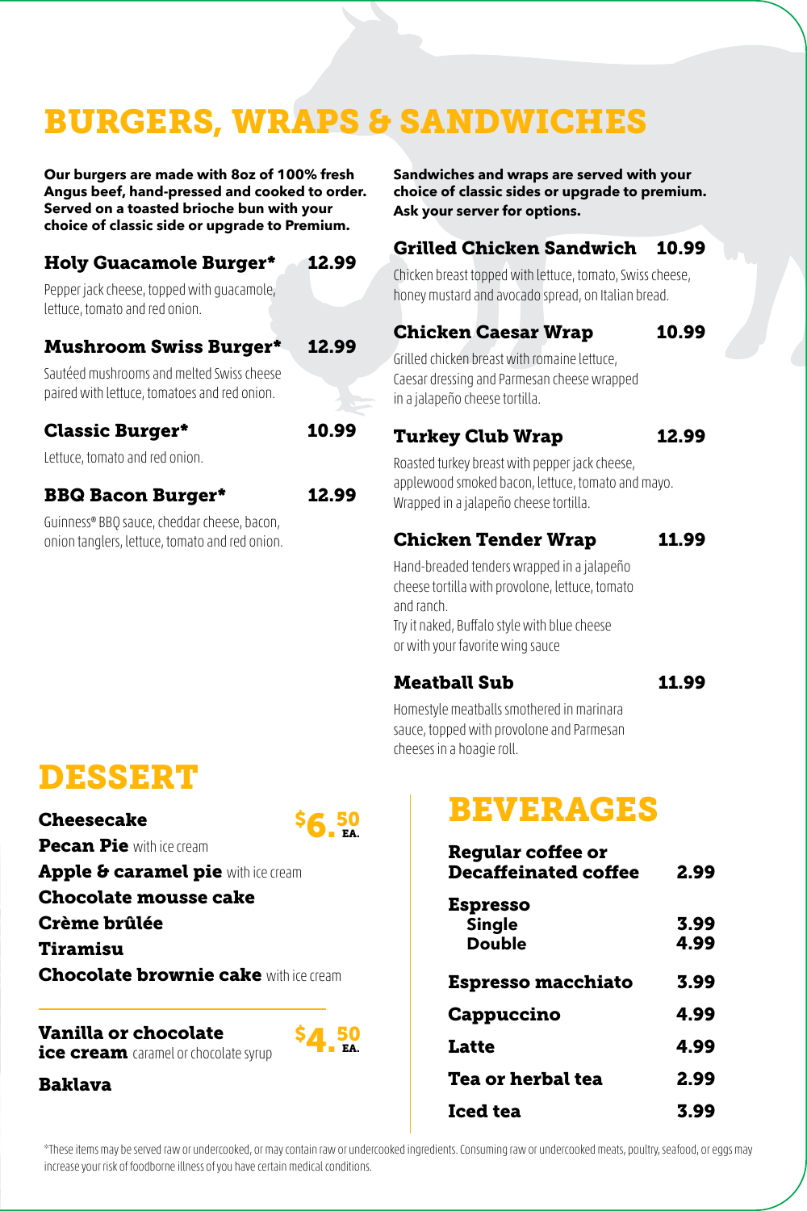# BURGERS, WRAPS & SANDWICHES

**Our burgers are made with 8oz of 100% fresh Angus beef, hand-pressed and cooked to order. Served on a toasted brioche bun with your choice of classic side or upgrade to Premium.**

### Holy Guacamole Burger* 12.99

Pepper jack cheese, topped with guacamole, lettuce, tomato and red onion.

### Mushroom Swiss Burger* 12.99

Sautéed mushrooms and melted Swiss cheese paired with lettuce, tomatoes and red onion.

### Classic Burger* 10.99

Lettuce, tomato and red onion.

### BBQ Bacon Burger* 12.99

Guinness® BBQ sauce, cheddar cheese, bacon, onion tanglers, lettuce, tomato and red onion.

**Sandwiches and wraps are served with your choice of classic sides or upgrade to premium. Ask your server for options.**

### Grilled Chicken Sandwich 10.99

Chicken breast topped with lettuce, tomato, Swiss cheese, honey mustard and avocado spread, on Italian bread.

### Chicken Caesar Wrap 10.99

Grilled chicken breast with romaine lettuce, Caesar dressing and Parmesan cheese wrapped in a jalapeño cheese tortilla.

### Turkey Club Wrap 12.99

Roasted turkey breast with pepper jack cheese, applewood smoked bacon, lettuce, tomato and mayo. Wrapped in a jalapeño cheese tortilla.

### Chicken Tender Wrap 11.99

Hand-breaded tenders wrapped in a jalapeño cheese tortilla with provolone, lettuce, tomato and ranch.
Try it naked, Buffalo style with blue cheese or with your favorite wing sauce

### Meatball Sub 11.99

Homestyle meatballs smothered in marinara sauce, topped with provolone and Parmesan cheeses in a hoagie roll.

# DESSERT

**$6.50 EA.**

- **Cheesecake**
- **Pecan Pie** with ice cream
- **Apple & caramel pie** with ice cream
- **Chocolate mousse cake**
- **Crème brûlée**
- **Tiramisu**
- **Chocolate brownie cake** with ice cream

**$4.50 EA.**

- **Vanilla or chocolate ice cream** caramel or chocolate syrup
- **Baklava**

# BEVERAGES

| Item | Price |
|---|---|
| **Regular coffee or Decaffeinated coffee** | 2.99 |
| **Espresso** | |
| Single | 3.99 |
| Double | 4.99 |
| **Espresso macchiato** | 3.99 |
| **Cappuccino** | 4.99 |
| **Latte** | 4.99 |
| **Tea or herbal tea** | 2.99 |
| **Iced tea** | 3.99 |

*These items may be served raw or undercooked, or may contain raw or undercooked ingredients. Consuming raw or undercooked meats, poultry, seafood, or eggs may increase your risk of foodborne illness of you have certain medical conditions.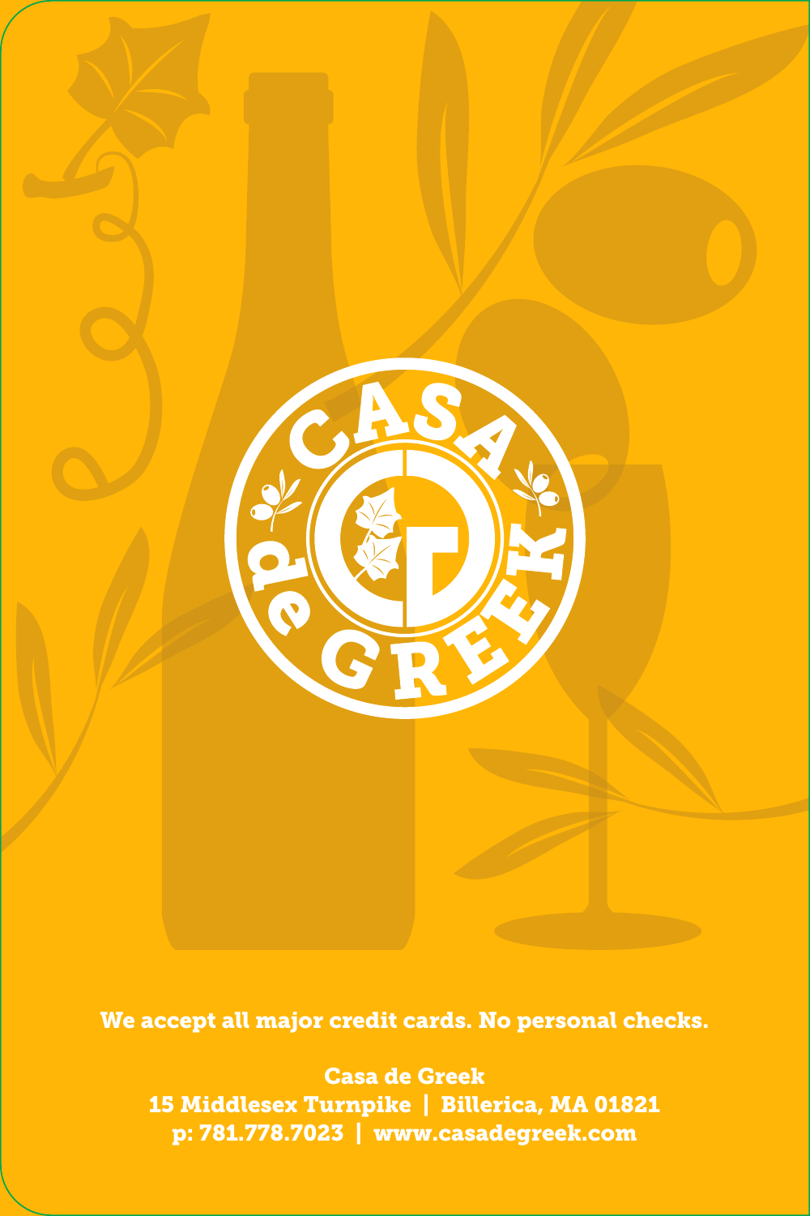CASA de GREEK

We accept all major credit cards. No personal checks.

**Casa de Greek**
**15 Middlesex Turnpike | Billerica, MA 01821**
**p: 781.778.7023 | www.casadegreek.com**